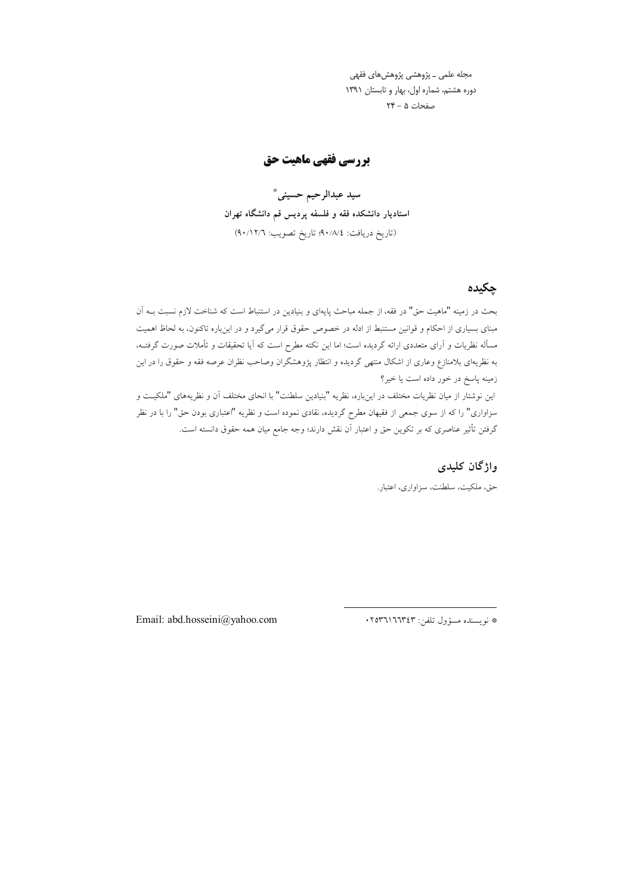# بررسی فقهی ماهیت حق

**سید عبدالرحیم حسینی[*]**

**استادیار دانشکده فقه و فلسفه پردیس قم دانشگاه تهران**

(تاریخ دریافت: ۹۰/۸/٤؛ تاریخ تصویب: ۹۰/۱۲/٦)

## چکیده

بحث در زمینه "ماهیت حق" در فقه، از جمله مباحث پایه‌ای و بنیادین در استنباط است که شناخت لازم نسبت بـه آن مبنای بسیاری از احکام و قوانین مستنبط از ادله در خصوص حقوق قرار می‌گیرد و در این‌باره تاکنون، به لحاظ اهمیت مسأله نظریات و آرای متعددی ارائه گردیده است؛ اما این نکته مطرح است که آیا تحقیقات و تأملات صورت گرفتـه، به نظریه‌ای بلامنازع وعاری از اشکال منتهی گردیده و انتظار پژوهشگران وصاحب نظران عرصه فقه و حقوق را در این زمینه پاسخ در خور داده است یا خیر؟

این نوشتار از میان نظریات مختلف در این‌باره، نظریه "بنیادین سلطنت" با انحای مختلف آن و نظریه‌های "ملکیـت و سزاواری" را که از سوی جمعی از فقیهان مطرح گردیده، نقادی نموده است و نظریه "اعتباری بودن حق" را با در نظر گرفتن تأثیر عناصری که بر تکوین حق و اعتبار آن نقش دارند؛ وجه جامع میان همه حقوق دانسته است.

## واژگان کلیدی

حق، ملکیت، سلطنت، سزاواری، اعتبار.

---

[*] نویسنده مسؤول تلفن: ۰۲۵۳٦۱٦٦۳٤۳

Email: abd.hosseini@yahoo.com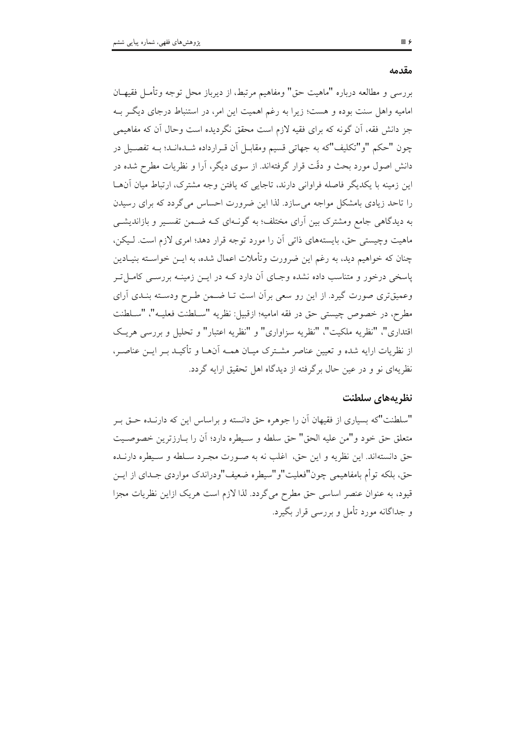## مقدمه

بررسی و مطالعه درباره "ماهیت حق" ومفاهیم مرتبط، از دیرباز محل توجه وتأمل فقیهان امامیه واهل سنت بوده و هست؛ زیرا به رغم اهمیت این امر، در استنباط درجای دیگر به جز دانش فقه، آن گونه که برای فقیه لازم است محقق نگردیده است وحال آن که مفاهیمی چون "حکم "و"تکلیف"که به جهاتی قسیم ومقابل آن قرارداده شده‌اند؛ به تفصیل در دانش اصول مورد بحث و دقّت قرار گرفته‌اند. از سوی دیگر، آرا و نظریات مطرح شده در این زمینه با یکدیگر فاصله فراوانی دارند، تاجایی که یافتن وجه مشترک، ارتباط میان آن‌ها را تاحد زیادی بامشکل مواجه می‌سازد. لذا این ضرورت احساس می‌گردد که برای رسیدن به دیدگاهی جامع ومشترک بین آرای مختلف؛ به گونه‌ای که ضمن تفسیر و بازاندیشی ماهیت وچیستی حق، بایسته‌های ذاتی آن را مورد توجه قرار دهد؛ امری لازم است. لیکن، چنان که خواهیم دید، به رغم این ضرورت وتأملات اعمال شده، به این خواسته بنیادین پاسخی درخور و متناسب داده نشده وجای آن دارد که در این زمینه بررسی کامل‌تر وعمیق‌تری صورت گیرد. از این رو سعی برآن است تا ضمن طرح ودسته بندی آرای مطرح، در خصوص چیستی حق در فقه امامیه؛ ازقبیل: نظریه "سلطنت فعلیه"، "سلطنت اقتداری"، "نظریه ملکیت"، "نظریه سزاواری" و "نظریه اعتبار" و تحلیل و بررسی هریک از نظریات ارایه شده و تعیین عناصر مشترک میان همه آن‌ها و تأکید بر این عناصر، نظریه‌ای نو و در عین حال برگرفته از دیدگاه اهل تحقیق ارایه گردد.

## نظریه‌های سلطنت

"سلطنت"که بسیاری از فقیهان آن را جوهره حق دانسته و براساس این که دارنده حق بر متعلق حق خود و"من علیه الحق" حق سلطه و سیطره دارد؛ آن را بارزترین خصوصیت حق دانسته‌اند. این نظریه و این حق، اغلب نه به صورت مجرد سلطه و سیطره دارنده حق، بلکه توأم بامفاهیمی چون"فعلیت"و"سیطره ضعیف"ودراندک مواردی جدای از این قیود، به عنوان عنصر اساسی حق مطرح می‌گردد. لذا لازم است هریک ازاین نظریات مجزا و جداگانه مورد تأمل و بررسی قرار بگیرد.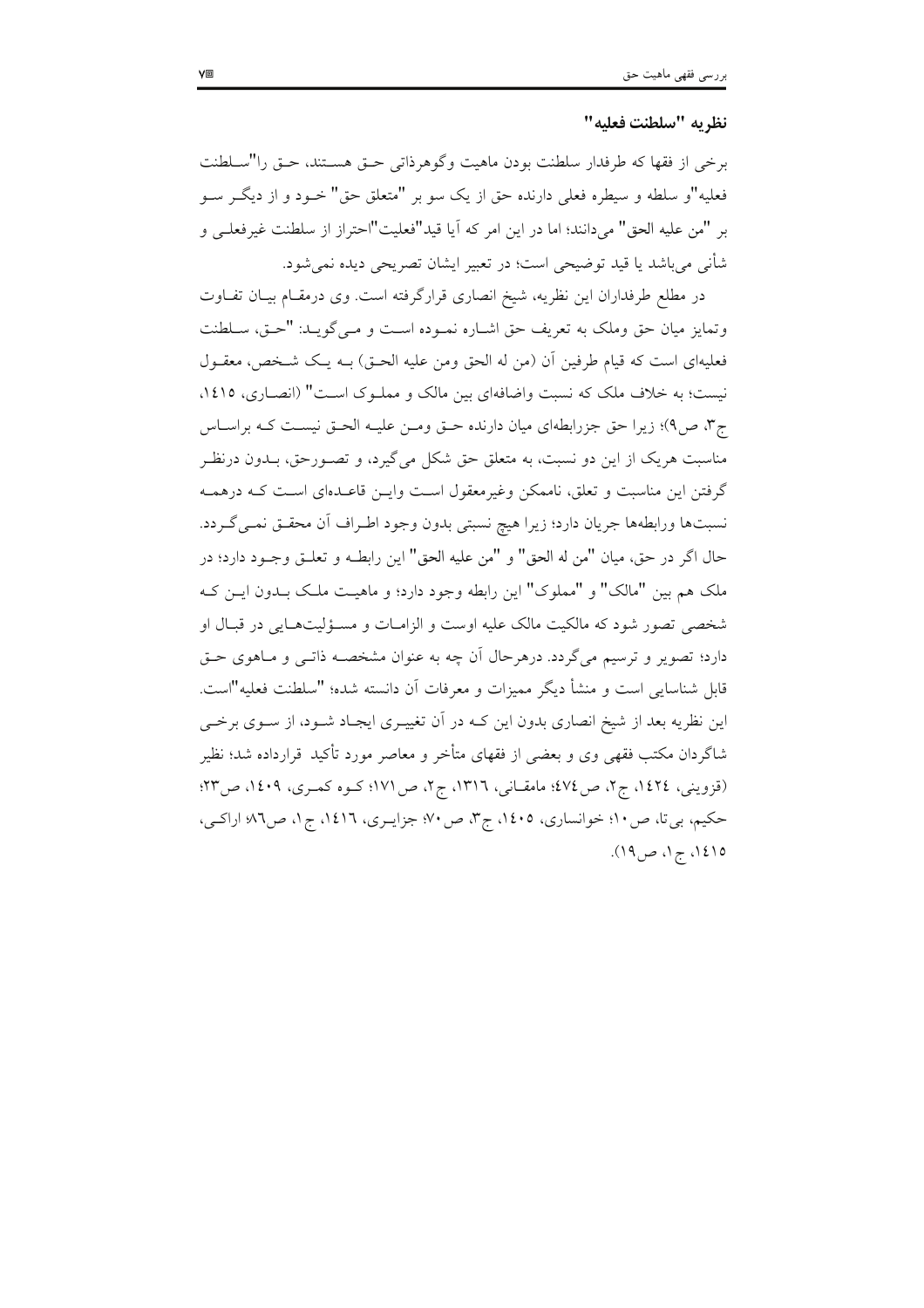## نظریه "سلطنت فعلیه"

برخی از فقها که طرفدار سلطنت بودن ماهیت وگوهرذاتی حق هستند، حق را"سلطنت فعلیه"و سلطه و سیطره فعلی دارنده حق از یک سو بر "متعلق حق" خود و از دیگر سو بر "من علیه الحق" می‌دانند؛ اما در این امر که آیا قید"فعلیت"احتراز از سلطنت غیرفعلی و شأنی می‌باشد یا قید توضیحی است؛ در تعبیر ایشان تصریحی دیده نمی‌شود.

در مطلع طرفداران این نظریه، شیخ انصاری قرارگرفته است. وی درمقام بیان تفاوت وتمایز میان حق وملک به تعریف حق اشاره نموده است و می‌گوید: "حق، سلطنت فعلیه‌ای است که قیام طرفین آن (من له الحق ومن علیه الحق) به یک شخص، معقول نیست؛ به خلاف ملک که نسبت واضافه‌ای بین مالک و مملوک است" (انصاری، ١٤١٥، ج٣، ص٩)؛ زیرا حق جزرابطه‌ای میان دارنده حق ومن علیه الحق نیست که براساس مناسبت هریک از این دو نسبت، به متعلق حق شکل می‌گیرد، و تصورحق، بدون درنظر گرفتن این مناسبت و تعلق، ناممکن وغیرمعقول است واین قاعده‌ای است که درهمه نسبت‌ها ورابطه‌ها جریان دارد؛ زیرا هیچ نسبتی بدون وجود اطراف آن محقق نمی‌گردد. حال اگر در حق، میان "من له الحق" و "من علیه الحق" این رابطه و تعلق وجود دارد؛ در ملک هم بین "مالک" و "مملوک" این رابطه وجود دارد؛ و ماهیت ملک بدون این که شخصی تصور شود که مالکیت مالک علیه اوست و الزامات و مسؤلیت‌هایی در قبال او دارد؛ تصویر و ترسیم می‌گردد. درهرحال آن چه به عنوان مشخصه ذاتی و ماهوی حق قابل شناسایی است و منشأ دیگر ممیزات و معرفات آن دانسته شده؛ "سلطنت فعلیه"است. این نظریه بعد از شیخ انصاری بدون این که در آن تغییری ایجاد شود، از سوی برخی شاگردان مکتب فقهی وی و بعضی از فقهای متأخر و معاصر مورد تأکید قرارداده شد؛ نظیر (قزوینی، ١٤٢٤، ج٢، ص٤٧٤؛ مامقانی، ١٣١٦، ج٢، ص١٧١؛ کوه کمری، ١٤٠٩، ص٢٣؛ حکیم، بی‌تا، ص١٠؛ خوانساری، ١٤٠٥، ج٣، ص٧٠؛ جزایری، ١٤١٦، ج١، ص٨٦؛ اراکی، ١٤١٥، ج١، ص١٩).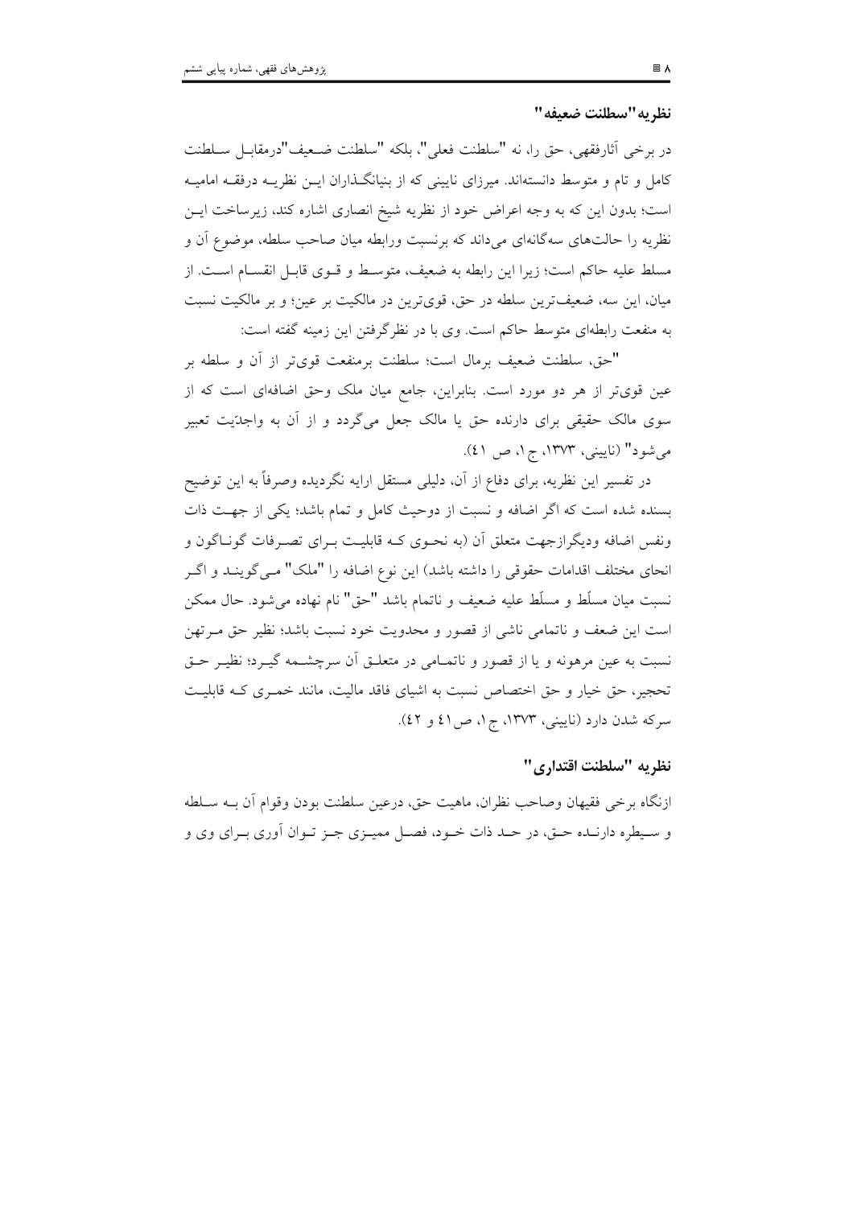### نظریه "سطلنت ضعیفه"

در برخی آثارفقهی، حق را، نه "سلطنت فعلی"، بلکه "سلطنت ضعیف"درمقابل سلطنت کامل و تام و متوسط دانسته‌اند. میرزای نایینی که از بنیانگذاران این نظریه درفقه امامیه است؛ بدون این که به وجه اعراض خود از نظریه شیخ انصاری اشاره کند، زیرساخت این نظریه را حالت‌های سه‌گانه‌ای می‌داند که برنسبت ورابطه میان صاحب سلطه، موضوع آن و مسلط علیه حاکم است؛ زیرا این رابطه به ضعیف، متوسط و قوی قابل انقسام است. از میان، این سه، ضعیف‌ترین سلطه در حق، قوی‌ترین در مالکیت بر عین؛ و بر مالکیت نسبت به منفعت رابطه‌ای متوسط حاکم است. وی با در نظرگرفتن این زمینه گفته است:

"حق، سلطنت ضعیف برمال است؛ سلطنت برمنفعت قوی‌تر از آن و سلطه بر عین قوی‌تر از هر دو مورد است. بنابراین، جامع میان ملک وحق اضافه‌ای است که از سوی مالک حقیقی برای دارنده حق یا مالک جعل می‌گردد و از آن به واجدّیت تعبیر می‌شود" (نایینی، ۱۳۷۳، ج۱، ص ٤١).

در تفسیر این نظریه، برای دفاع از آن، دلیلی مستقل ارایه نگردیده وصرفاً به این توضیح بسنده شده است که اگر اضافه و نسبت از دوحیث کامل و تمام باشد؛ یکی از جهت ذات ونفس اضافه ودیگرازجهت متعلق آن (به نحوی که قابلیت برای تصرفات گوناگون و انحای مختلف اقدامات حقوقی را داشته باشد) این نوع اضافه را "ملک" می‌گویند و اگر نسبت میان مسلّط و مسلّط علیه ضعیف و ناتمام باشد "حق" نام نهاده می‌شود. حال ممکن است این ضعف و ناتمامی ناشی از قصور و محدویت خود نسبت باشد؛ نظیر حق مرتهن نسبت به عین مرهونه و یا از قصور و ناتمامی در متعلق آن سرچشمه گیرد؛ نظیر حق تحجیر، حق خیار و حق اختصاص نسبت به اشیای فاقد مالیت، مانند خمری که قابلیت سرکه شدن دارد (نایینی، ۱۳۷۳، ج۱، ص٤١ و ٤٢).

### نظریه "سلطنت اقتداری"

ازنگاه برخی فقیهان وصاحب نظران، ماهیت حق، درعین سلطنت بودن وقوام آن به سلطه و سیطره دارنده حق، در حد ذات خود، فصل ممیزی جز توان آوری برای وی و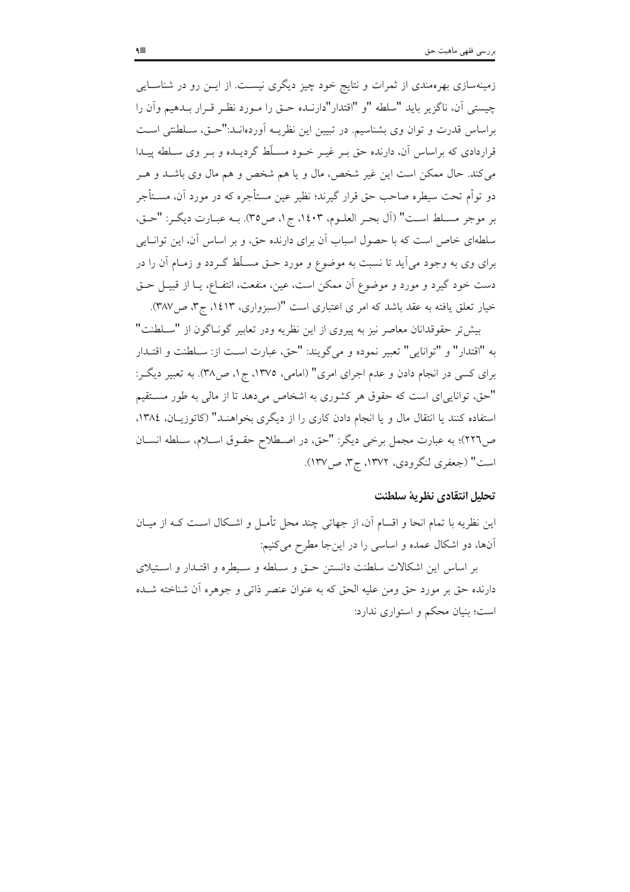زمینه‌سازی بهره‌مندی از ثمرات و نتایج خود چیز دیگری نیست. از این رو در شناسایی چیستی آن، ناگزیر باید "سلطه "و "اقتدار"دارنده حق را مورد نظر قرار بدهیم وآن را براساس قدرت و توان وی بشناسیم. در تبیین این نظریه آورده‌اند:"حق، سلطنتی است قراردادی که براساس آن، دارنده حق بر غیر خود مسلّط گردیده و بر وی سلطه پیدا می‌کند. حال ممکن است این غیر شخص، مال و یا هم شخص و هم مال وی باشد و هر دو توأم تحت سیطره صاحب حق قرار گیرند؛ نظیر عین مستأجره که در مورد آن، مستأجر بر موجر مسلط است" (آل بحر العلوم، ۱۴۰۳، ج۱، ص۳۵). به عبارت دیگر: "حق، سلطه‌ای خاص است که با حصول اسباب آن برای دارنده حق، و بر اساس آن، این توانایی برای وی به وجود می‌آید تا نسبت به موضوع و مورد حق مسلّط گردد و زمام آن را در دست خود گیرد و مورد و موضوع آن ممکن است، عین، منفعت، انتفاع، یا از قبیل حق خیار تعلق یافته به عقد باشد که امر ی اعتباری است "(سبزواری، ۱۴۱۳، ج۳، ص۳۸۷).

بیش‌تر حقوقدانان معاصر نیز به پیروی از این نظریه ودر تعابیر گوناگون از "سلطنت" به "اقتدار" و "توانایی" تعبیر نموده و می‌گویند: "حق، عبارت است از: سلطنت و اقتدار برای کسی در انجام دادن و عدم اجرای امری" (امامی، ۱۳۷۵، ج۱، ص۳۸). به تعبیر دیگر: "حق، توانایی‌ای است که حقوق هر کشوری به اشخاص می‌دهد تا از مالی به طور مستقیم استفاده کنند یا انتقال مال و یا انجام دادن کاری را از دیگری بخواهند" (کاتوزیان، ۱۳۸۴، ص۲۲۶)؛ به عبارت مجمل برخی دیگر: "حق، در اصطلاح حقوق اسلام، سلطه انسان است" (جعفری لنگرودی، ۱۳۷۲، ج۳، ص۱۳۷).

### تحلیل انتقادی نظریهٔ سلطنت

این نظریه با تمام انحا و اقسام آن، از جهاتی چند محل تأمل و اشکال است که از میان آن‌ها، دو اشکال عمده و اساسی را در این‌جا مطرح می‌کنیم:

بر اساس این اشکالات سلطنت دانستن حق و سلطه و سیطره و اقتدار و استیلای دارنده حق بر مورد حق ومن علیه الحق که به عنوان عنصر ذاتی و جوهره آن شناخته شده است؛ بنیان محکم و استواری ندارد: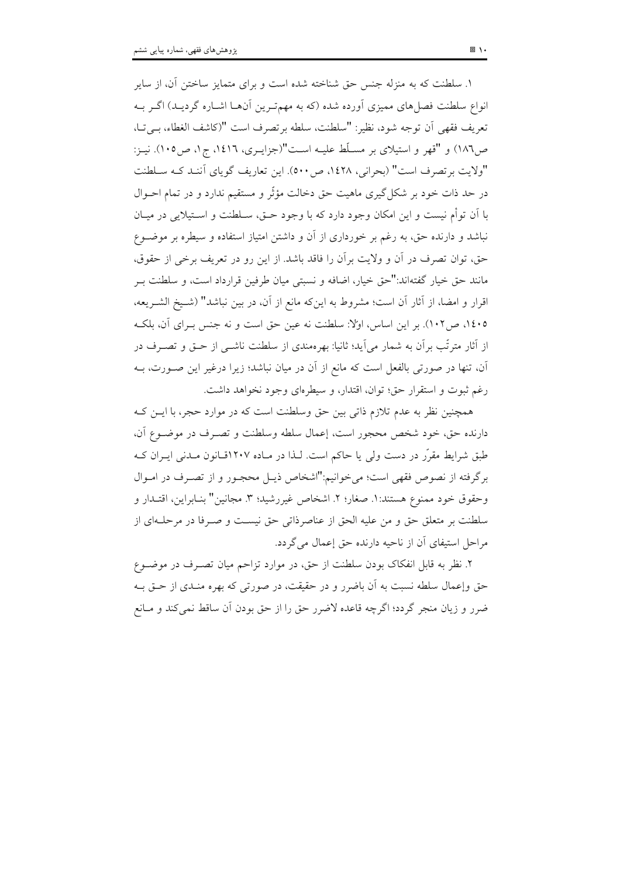۱. سلطنت که به منزله جنس حق شناخته شده است و برای متمایز ساختن آن، از سایر انواع سلطنت فصل‌های ممیزی آورده شده (که به مهم‌ترین آن‌ها اشاره گردید) اگر به تعریف فقهی آن توجه شود، نظیر: "سلطنت، سلطه برتصرف است "(کاشف الغطاء، بی‌تا، ص۱۸۶) و "قهر و استیلای بر مسلَّط علیه است"(جزایری، ۱٤۱٦، ج۱، ص۱۰۵). نیز: "ولایت برتصرف است" (بحرانی، ۱٤۲۸، ص۵۰۰). این تعاریف گویای آنند که سلطنت در حد ذات خود بر شکل‌گیری ماهیت حق دخالت مؤثّر و مستقیم ندارد و در تمام احوال با آن توأم نیست و این امکان وجود دارد که با وجود حق، سلطنت و استیلایی در میان نباشد و دارنده حق، به رغم بر خورداری از آن و داشتن امتیاز استفاده و سیطره بر موضوع حق، توان تصرف در آن و ولایت برآن را فاقد باشد. از این رو در تعریف برخی از حقوق، مانند حق خیار گفته‌اند:"حق خیار، اضافه و نسبتی میان طرفین قرارداد است، و سلطنت بر اقرار و امضا، از آثار آن است؛ مشروط به این‌که مانع از آن، در بین نباشد" (شیخ الشریعه، ۱٤۰۵، ص۱۰۲). بر این اساس، اوّلا: سلطنت نه عین حق است و نه جنس برای آن، بلکه از آثار مترتّب برآن به شمار می‌آید؛ ثانیا: بهره‌مندی از سلطنت ناشی از حق و تصرف در آن، تنها در صورتی بالفعل است که مانع از آن در میان نباشد؛ زیرا درغیر این صورت، به رغم ثبوت و استقرار حق؛ توان، اقتدار، و سیطره‌ای وجود نخواهد داشت.

همچنین نظر به عدم تلازم ذاتی بین حق وسلطنت است که در موارد حجر، با این که دارنده حق، خود شخص محجور است، إعمال سلطه وسلطنت و تصرف در موضوع آن، طبق شرایط مقرّر در دست ولی یا حاکم است. لذا در ماده ۱۲۰۷قانون مدنی ایران که برگرفته از نصوص فقهی است؛ می‌خوانیم:"اشخاص ذیل محجور و از تصرف در اموال وحقوق خود ممنوع هستند:۱. صغار؛ ۲. اشخاص غیررشید؛ ۳. مجانین" بنابراین، اقتدار و سلطنت بر متعلق حق و من علیه الحق از عناصرذاتی حق نیست و صرفا در مرحله‌ای از مراحل استیفای آن از ناحیه دارنده حق إعمال می‌گردد.

۲. نظر به قابل انفکاک بودن سلطنت از حق، در موارد تزاحم میان تصرف در موضوع حق وإعمال سلطه نسبت به آن باضرر و در حقیقت، در صورتی که بهره مندی از حق به ضرر و زیان منجر گردد؛ اگرچه قاعده لاضرر حق را از حق بودن آن ساقط نمی‌کند و مانع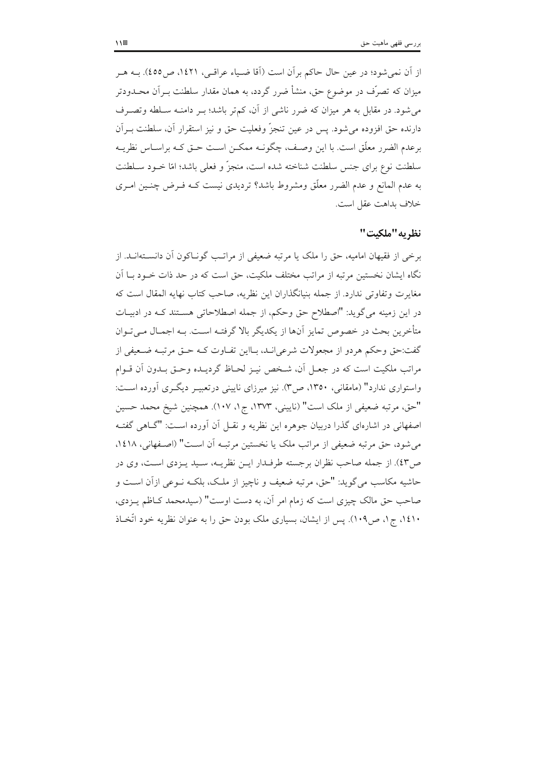از آن نمی‌شود؛ در عین حال حاکم برآن است (آقا ضیاء عراقی، ١٤٢١، ص٤٥٥). به هر میزان که تصرّف در موضوع حق، منشأ ضرر گردد، به همان مقدار سلطنت برآن محدودتر می‌شود. در مقابل به هر میزان که ضرر ناشی از آن، کم‌تر باشد؛ بر دامنه سلطه وتصرف دارنده حق افزوده می‌شود. پس در عین تنجزّ وفعلیت حق و نیز استقرار آن، سلطنت برآن برعدم الضرر معلّق است. با این وصف، چگونه ممکن است حق که براساس نظریه سلطنت نوع برای جنس سلطنت شناخته شده است، منجزّ و فعلی باشد؛ امّا خود سلطنت به عدم المانع و عدم الضرر معلّق ومشروط باشد؟ تردیدی نیست که فرض چنین امری خلاف بداهت عقل است.

## نظریه "ملکیت"

برخی از فقیهان امامیه، حق را ملک یا مرتبه ضعیفی از مراتب گوناکون آن دانسته‌اند. از نگاه ایشان نخستین مرتبه از مراتب مختلف ملکیت، حق است که در حد ذات خود با آن مغایرت وتفاوتی ندارد. از جمله بنیانگذاران این نظریه، صاحب کتاب نهایه المقال است که در این زمینه می‌گوید: "اصطلاح حق وحکم، از جمله اصطلاحاتی هستند که در ادبیات متأخرین بحث در خصوص تمایز آن‌ها از یکدیگر بالا گرفته است. به اجمال می‌توان گفت:حق وحکم هردو از مجعولات شرعی‌اند، بااین تفاوت که حق مرتبه ضعیفی از مراتب ملکیت است که در جعل آن، شخص نیز لحاظ گردیده وحق بدون آن قوام واستواری ندارد" (مامقانی، ١٣٥٠، ص٣). نیز میرزای نایینی درتعبیر دیگری آورده است: "حق، مرتبه ضعیفی از ملک است" (نایینی، ١٣٧٣، ج١، ١٠٧). همچنین شیخ محمد حسین اصفهانی در اشاره‌ای گذرا دربیان جوهره این نظریه و نقل آن آورده است: "گاهی گفته می‌شود، حق مرتبه ضعیفی از مراتب ملک یا نخستین مرتبه آن است" (اصفهانی، ١٤١٨، ص٤٣). از جمله صاحب نظران برجسته طرفدار این نظریه، سید یزدی است، وی در حاشیه مکاسب می‌گوید: "حق، مرتبه ضعیف و ناچیز از ملک، بلکه نوعی ازآن است و صاحب حق مالک چیزی است که زمام امر آن، به دست اوست" (سیدمحمد کاظم یزدی، ١٤١٠، ج١، ص١٠٩). پس از ایشان، بسیاری ملک بودن حق را به عنوان نظریه خود اتّخاذ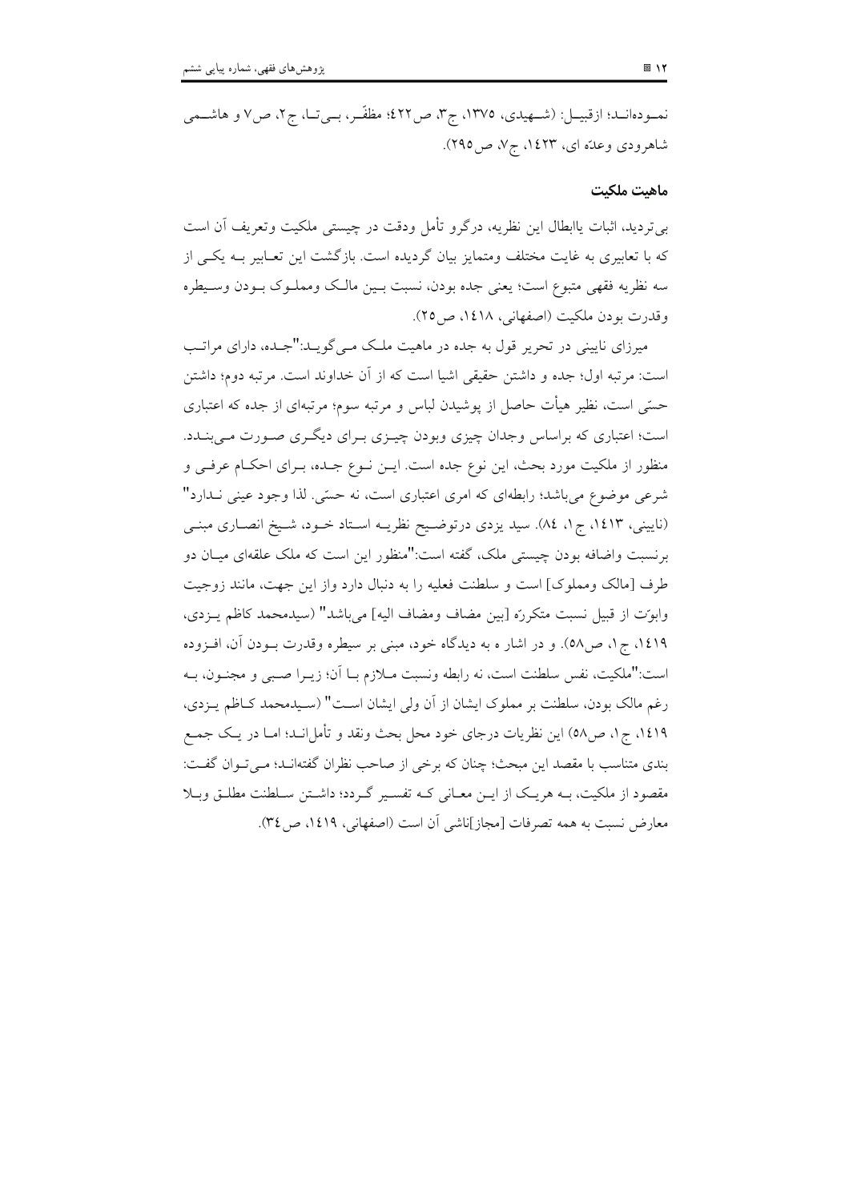نمـوده‌انـد؛ ازقبیـل: (شـهیدی، ۱۳۷۵، ج۳، ص۴۲۲؛ مظفّـر، بـی‌تـا، ج۲، ص۷ و هاشـمی شاهرودی وعدّه ای، ۱۴۲۳، ج۷، ص۲۹۵).

### ماهیت ملکیت

بی‌تردید، اثبات یاابطال این نظریه، درگرو تأمل ودقت در چیستی ملکیت وتعریف آن است که با تعابیری به غایت مختلف ومتمایز بیان گردیده است. بازگشت این تعـابیر بـه یکـی از سه نظریه فقهی متبوع است؛ یعنی جده بودن، نسبت بـین مالـک ومملـوک بـودن وسـیطره وقدرت بودن ملکیت (اصفهانی، ۱۴۱۸، ص۲۵).

میرزای نایینی در تحریر قول به جده در ماهیت ملـک مـی‌گویـد:"جـده، دارای مراتـب است: مرتبه اول؛ جده و داشتن حقیقی اشیا است که از آن خداوند است. مرتبه دوم؛ داشتن حسّی است، نظیر هیأت حاصل از پوشیدن لباس و مرتبه سوم؛ مرتبه‌ای از جده که اعتباری است؛ اعتباری که براساس وجدان چیزی وبودن چیـزی بـرای دیگـری صـورت مـی‌بنـدد. منظور از ملکیت مورد بحث، این نوع جده است. ایـن نـوع جـده، بـرای احکـام عرفـی و شرعی موضوع می‌باشد؛ رابطه‌ای که امری اعتباری است، نه حسّی. لذا وجود عینی نـدارد" (نایینی، ۱۴۱۳، ج۱، ۸۴). سید یزدی درتوضـیح نظریـه اسـتاد خـود، شـیخ انصـاری مبنـی برنسبت واضافه بودن چیستی ملک، گفته است:"منظور این است که ملک علقه‌ای میـان دو طرف [مالک ومملوک] است و سلطنت فعلیه را به دنبال دارد واز این جهت، مانند زوجیت وابوّت از قبیل نسبت متکرّه [بین مضاف ومضاف الیه] می‌باشد" (سیدمحمد کاظم یـزدی، ۱۴۱۹، ج۱، ص۵۸). و در اشار ه به دیدگاه خود، مبنی بر سیطره وقدرت بـودن آن، افـزوده است:"ملکیت، نفس سلطنت است، نه رابطه ونسبت مـلازم بـا آن؛ زیـرا صـبی و مجنـون، بـه رغم مالک بودن، سلطنت بر مملوک ایشان از آن ولی ایشان اسـت" (سـیدمحمد کـاظم یـزدی، ۱۴۱۹، ج۱، ص۵۸) این نظریات درجای خود محل بحث ونقد و تأمل‌انـد؛ امـا در یـک جمـع بندی متناسب با مقصد این مبحث؛ چنان که برخی از صاحب نظران گفته‌انـد؛ مـی‌تـوان گفـت: مقصود از ملکیت، بـه هریـک از ایـن معـانی کـه تفسـیر گـردد؛ داشـتن سـلطنت مطلـق وبـلا معارض نسبت به همه تصرفات [مجاز]ناشی آن است (اصفهانی، ۱۴۱۹، ص۳۴).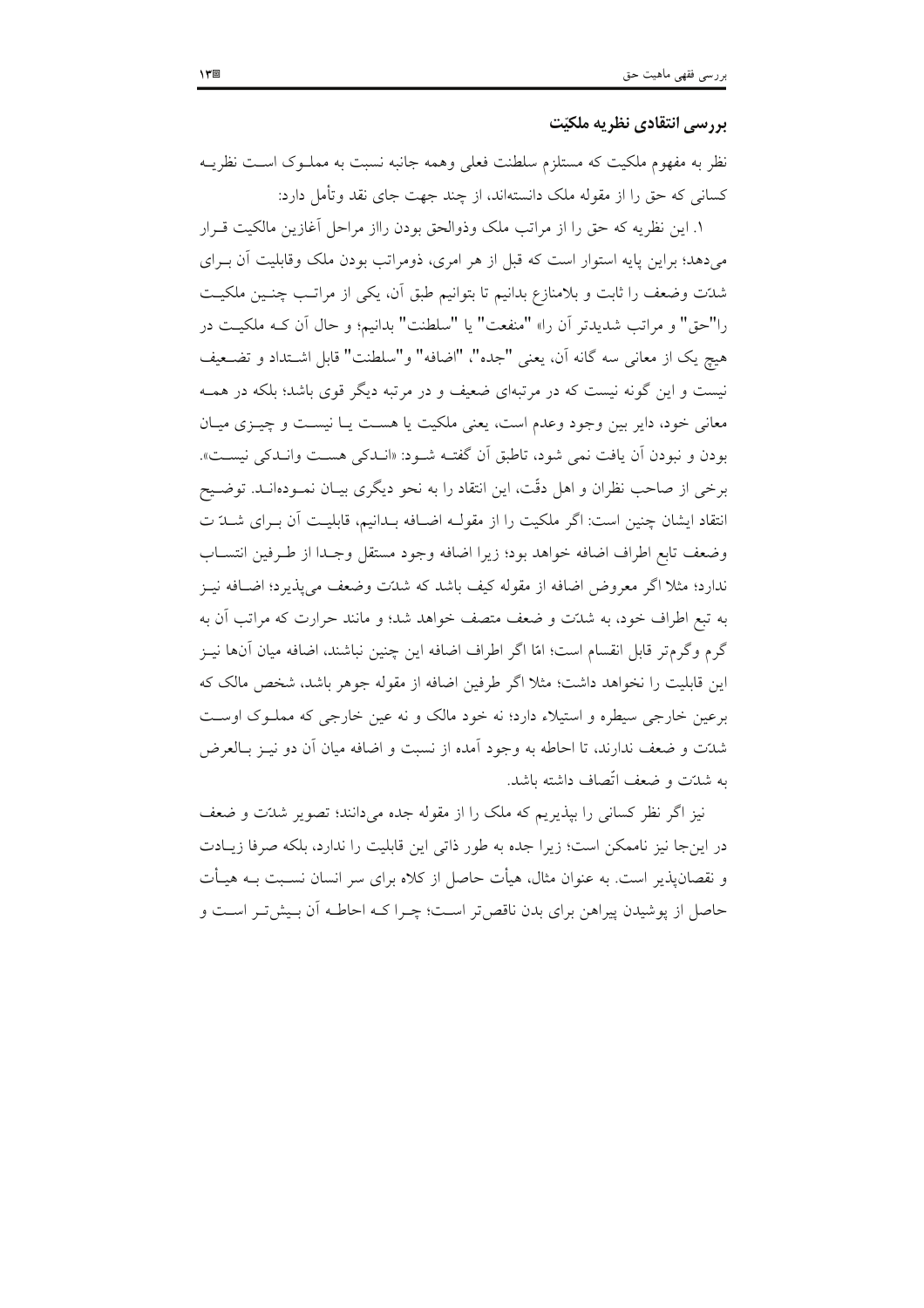### بررسی انتقادی نظریه ملکیّت

نظر به مفهوم ملکیت که مستلزم سلطنت فعلی وهمه جانبه نسبت به مملوک است نظریه کسانی که حق را از مقوله ملک دانسته‌اند، از چند جهت جای نقد وتأمل دارد:

۱. این نظریه که حق را از مراتب ملک وذوالحق بودن رااز مراحل آغازین مالکیت قرار می‌دهد؛ براین پایه استوار است که قبل از هر امری، ذومراتب بودن ملک وقابلیت آن برای شدّت وضعف را ثابت و بلامنازع بدانیم تا بتوانیم طبق آن، یکی از مراتب چنین ملکیت را"حق" و مراتب شدیدتر آن را» "منفعت" یا "سلطنت" بدانیم؛ و حال آن که ملکیت در هیچ یک از معانی سه گانه آن، یعنی "جده"، "اضافه" و"سلطنت" قابل اشتداد و تضعیف نیست و این گونه نیست که در مرتبه‌ای ضعیف و در مرتبه دیگر قوی باشد؛ بلکه در همه معانی خود، دایر بین وجود وعدم است، یعنی ملکیت یا هست یا نیست و چیزی میان بودن و نبودن آن یافت نمی شود، تاطبق آن گفته شود: «اندکی هست واندکی نیست». برخی از صاحب نظران و اهل دقّت، این انتقاد را به نحو دیگری بیان نموده‌اند. توضیح انتقاد ایشان چنین است: اگر ملکیت را از مقوله اضافه بدانیم، قابلیت آن برای شدّت وضعف تابع اطراف اضافه خواهد بود؛ زیرا اضافه وجود مستقل وجدا از طرفین انتساب ندارد؛ مثلا اگر معروض اضافه از مقوله کیف باشد که شدّت وضعف می‌پذیرد؛ اضافه نیز به تبع اطراف خود، به شدّت و ضعف متصف خواهد شد؛ و مانند حرارت که مراتب آن به گرم وگرم‌تر قابل انقسام است؛ امّا اگر اطراف اضافه این چنین نباشند، اضافه میان آن‌ها نیز این قابلیت را نخواهد داشت؛ مثلا اگر طرفین اضافه از مقوله جوهر باشد، شخص مالک که برعین خارجی سیطره و استیلاء دارد؛ نه خود مالک و نه عین خارجی که مملوک اوست شدّت و ضعف ندارند، تا احاطه به وجود آمده از نسبت و اضافه میان آن دو نیز بالعرض به شدّت و ضعف اتّصاف داشته باشد.

نیز اگر نظر کسانی را بپذیریم که ملک را از مقوله جده می‌دانند؛ تصویر شدّت و ضعف در این‌جا نیز ناممکن است؛ زیرا جده به طور ذاتی این قابلیت را ندارد، بلکه صرفا زیادت و نقصان‌پذیر است. به عنوان مثال، هیأت حاصل از کلاه برای سر انسان نسبت به هیأت حاصل از پوشیدن پیراهن برای بدن ناقص‌تر است؛ چرا که احاطه آن بیش‌تر است و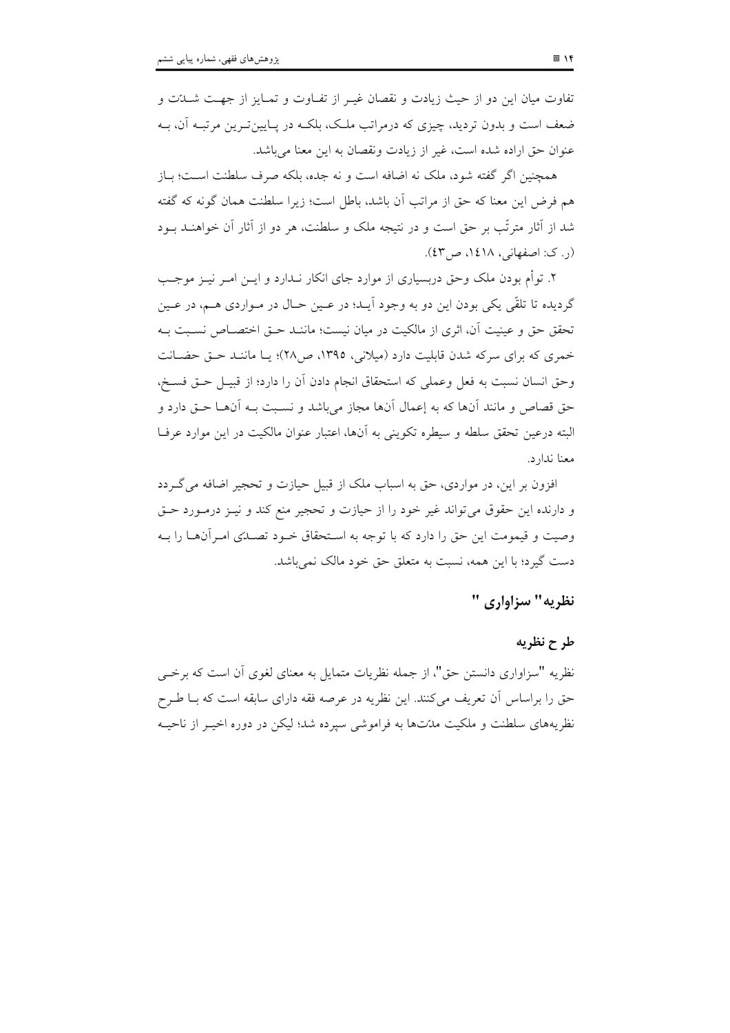تفاوت میان این دو از حیث زیادت و نقصان غیر از تفاوت و تمایز از جهت شدّت و ضعف است و بدون تردید، چیزی که درمراتب ملک، بلکه در پایین‌ترین مرتبه آن، به عنوان حق اراده شده است، غیر از زیادت ونقصان به این معنا می‌باشد.

همچنین اگر گفته شود، ملک نه اضافه است و نه جده، بلکه صرف سلطنت است؛ باز هم فرض این معنا که حق از مراتب آن باشد، باطل است؛ زیرا سلطنت همان گونه که گفته شد از آثار مترتّب بر حق است و در نتیجه ملک و سلطنت، هر دو از آثار آن خواهند بود (ر. ک: اصفهانی، ۱٤۱۸، ص٤٣).

۲. توأم بودن ملک وحق دربسیاری از موارد جای انکار ندارد و این امر نیز موجب گردیده تا تلقّی یکی بودن این دو به وجود آید؛ در عین حال در مواردی هم، در عین تحقق حق و عینیت آن، اثری از مالکیت در میان نیست؛ مانند حق اختصاص نسبت به خمری که برای سرکه شدن قابلیت دارد (میلانی، ۱۳۹۵، ص۲۸)؛ یا مانند حق حضانت وحق انسان نسبت به فعل وعملی که استحقاق انجام دادن آن را دارد؛ از قبیل حق فسخ، حق قصاص و مانند آن‌ها که به إعمال آن‌ها مجاز می‌باشد و نسبت به آن‌ها حق دارد و البته درعین تحقق سلطه و سیطره تکوینی به آن‌ها، اعتبار عنوان مالکیت در این موارد عرفا معنا ندارد.

افزون بر این، در مواردی، حق به اسباب ملک از قبیل حیازت و تحجیر اضافه می‌گردد و دارنده این حقوق می‌تواند غیر خود را از حیازت و تحجیر منع کند و نیز درمورد حق وصیت و قیمومت این حق را دارد که با توجه به استحقاق خود تصدّی امرآن‌ها را به دست گیرد؛ با این همه، نسبت به متعلق حق خود مالک نمی‌باشد.

## نظریه" سزاواری "

### طرح نظریه

نظریه "سزاواری دانستن حق"، از جمله نظریات متمایل به معنای لغوی آن است که برخی حق را براساس آن تعریف می‌کنند. این نظریه در عرصه فقه دارای سابقه است که با طرح نظریه‌های سلطنت و ملکیت مدّت‌ها به فراموشی سپرده شد؛ لیکن در دوره اخیر از ناحیه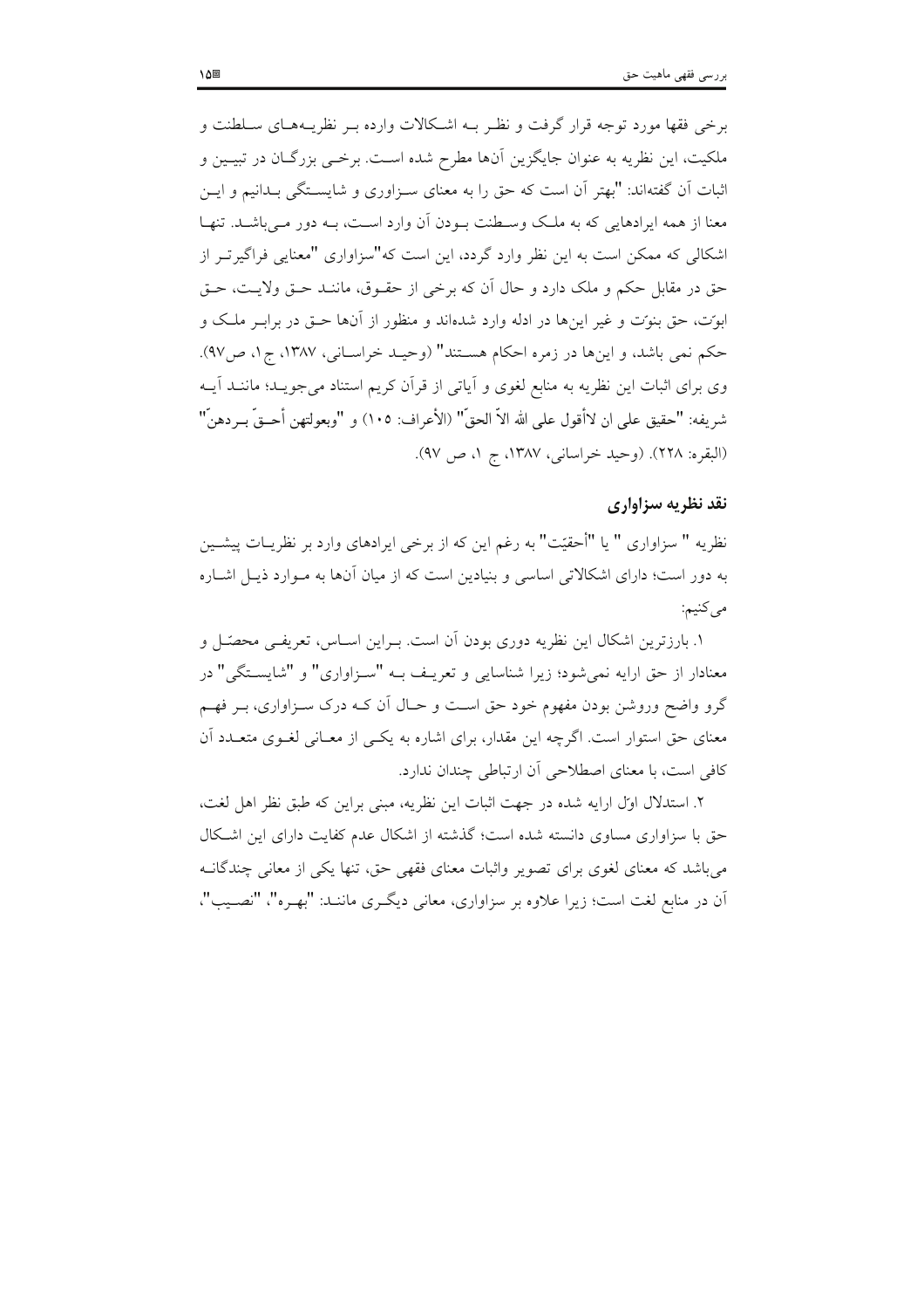برخی فقها مورد توجه قرار گرفت و نظر بـه اشـکالات وارده بـر نظریـه‌هـای سـلطنت و ملکیت، این نظریه به عنوان جایگزین آنها مطرح شده اسـت. برخـی بزرگـان در تبیـین و اثبات آن گفته‌اند: "بهتر آن است که حق را به معنای سـزاوری و شایسـتگی بـدانیم و ایـن معنا از همه ایرادهایی که به ملـک وسـلطنت بـودن آن وارد اسـت، بـه دور مـی‌باشـد. تنهـا اشکالی که ممکن است به این نظر وارد گردد، این است که"سزاواری "معنایی فراگیرتـر از حق در مقابل حکم و ملک دارد و حال آن که برخی از حقـوق، ماننـد حـق ولایـت، حـق ابوّت، حق بنوّت و غیر این‌ها در ادله وارد شده‌اند و منظور از آنها حـق در برابـر ملـک و حکم نمی باشد، و این‌ها در زمره احکام هسـتند" (وحیـد خراسـانی، ۱۳۸۷، ج۱، ص۹۷). وی برای اثبات این نظریه به منابع لغوی و آیاتی از قرآن کریم استناد می‌جویـد؛ ماننـد آیـه شریفه: "حقیق علی ان لاأقول علی الله الاّ الحقّ" (الأعراف: ۱۰۵) و "وبعولتهن أحـقّ بـردهنّ" (البقره: ۲۲۸). (وحید خراسانی، ۱۳۸۷، ج ۱، ص ۹۷).

### نقد نظریه سزاواری

نظریه " سزاواری " یا "أحقیّت" به رغم این که از برخی ایرادهای وارد بر نظریـات پیشـین به دور است؛ دارای اشکالاتی اساسی و بنیادین است که از میان آنها به مـوارد ذیـل اشـاره می‌کنیم:

۱. بارزترین اشکال این نظریه دوری بودن آن است. بـراین اسـاس، تعریفـی محصّـل و معنادار از حق ارایه نمی‌شود؛ زیرا شناسایی و تعریـف بـه "سـزاواری" و "شایسـتگی" در گرو واضح وروشن بودن مفهوم خود حق اسـت و حـال آن کـه درک سـزاواری، بـر فهـم معنای حق استوار است. اگرچه این مقدار، برای اشاره به یکـی از معـانی لغـوی متعـدد آن کافی است، با معنای اصطلاحی آن ارتباطی چندان ندارد.

۲. استدلال اوّل ارایه شده در جهت اثبات این نظریه، مبنی براین که طبق نظر اهل لغت، حق با سزاواری مساوی دانسته شده است؛ گذشته از اشکال عدم کفایت دارای این اشـکال می‌باشد که معنای لغوی برای تصویر واثبات معنای فقهی حق، تنها یکی از معانی چندگانـه آن در منابع لغت است؛ زیرا علاوه بر سزاواری، معانی دیگـری ماننـد: "بهـره"، "نصـیب"،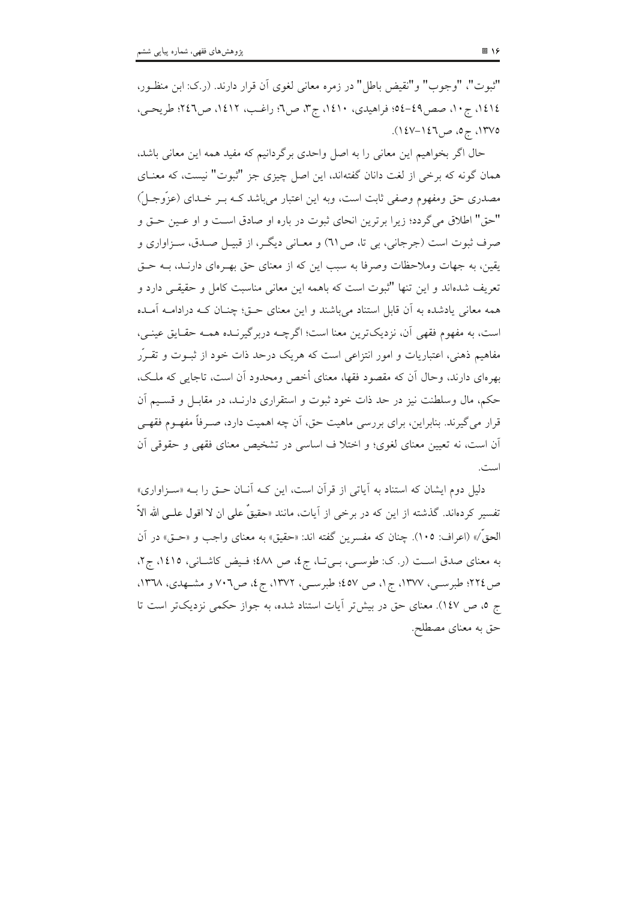"ثبوت"، "وجوب" و"نقیض باطل" در زمره معانی لغوی آن قرار دارند. (ر.ک: ابن منظـور، ۱۴۱۴، ج۱۰، صص۴۹-۵۴؛ فراهیدی، ۱۴۱۰، ج۳، ص۶؛ راغـب، ۱۴۱۲، ص۲۴۶؛ طریحـی، ۱۳۷۵، ج۵، ص۱۴۶-۱۴۷).

حال اگر بخواهیم این معانی را به اصل واحدی برگردانیم که مفید همه این معانی باشد، همان گونه که برخی از لغت دانان گفته‌اند، این اصل چیزی جز "ثبوت" نیست، که معنـای مصدری حق ومفهوم وصفی ثابت است، وبه این اعتبار می‌باشد کـه بـر خـدای (عزّوجـلّ) "حق" اطلاق می‌گردد؛ زیرا برترین انحای ثبوت در باره او صادق اسـت و او عـین حـق و صرف ثبوت است (جرجانی، بی تا، ص۶۱) و معـانی دیگـر، از قبیـل صـدق، سـزاواری و یقین، به جهات وملاحظات وصرفا به سبب این که از معنای حق بهـره‌ای دارنـد، بـه حـق تعریف شده‌اند و این تنها "ثبوت است که باهمه این معانی مناسبت کامل و حقیقـی دارد و همه معانی یادشده به آن قابل استناد می‌باشند و این معنای حـق؛ چنـان کـه درادامـه آمـده است، به مفهوم فقهی آن، نزدیک‌ترین معنا است؛ اگرچـه دربرگیرنـده همـه حقـایق عینـی، مفاهیم ذهنی، اعتباریات و امور انتزاعی است که هریک درحد ذات خود از ثبـوت و تقـرّر بهره‌ای دارند، وحال آن که مقصود فقها، معنای أخص ومحدود آن است، تاجایی که ملـک، حکم، مال وسلطنت نیز در حد ذات خود ثبوت و استقراری دارنـد، در مقابـل و قسـیم آن قرار می‌گیرند. بنابراین، برای بررسی ماهیت حق، آن چه اهمیت دارد، صـرفاً مفهـوم فقهـی آن است، نه تعیین معنای لغوی؛ و اختلا ف اساسی در تشخیص معنای فقهی و حقوقی آن است.

دلیل دوم ایشان که استناد به آیاتی از قرآن است، این کـه آنـان حـق را بـه «سـزاواری» تفسیر کرده‌اند. گذشته از این که در برخی از آیات، مانند «حقیقٌ علی ان لا اقول علـی الله الاّ الحقّ» (اعراف: ۱۰۵). چنان که مفسرین گفته اند: «حقیق» به معنای واجب و «حـق» در آن به معنای صدق اسـت (ر. ک: طوسـی، بـی‌تـا، ج۴، ص ۴۸۸؛ فـیض کاشـانی، ۱۴۱۵، ج۲، ص۲۲۴؛ طبرسـی، ۱۳۷۷، ج۱، ص ۴۵۷؛ طبرسـی، ۱۳۷۲، ج۴، ص۷۰۶ و مشـهدی، ۱۳۶۸، ج ۵، ص ۱۴۷). معنای حق در بیش‌تر آیات استناد شده، به جواز حکمی نزدیک‌تر است تا حق به معنای مصطلح.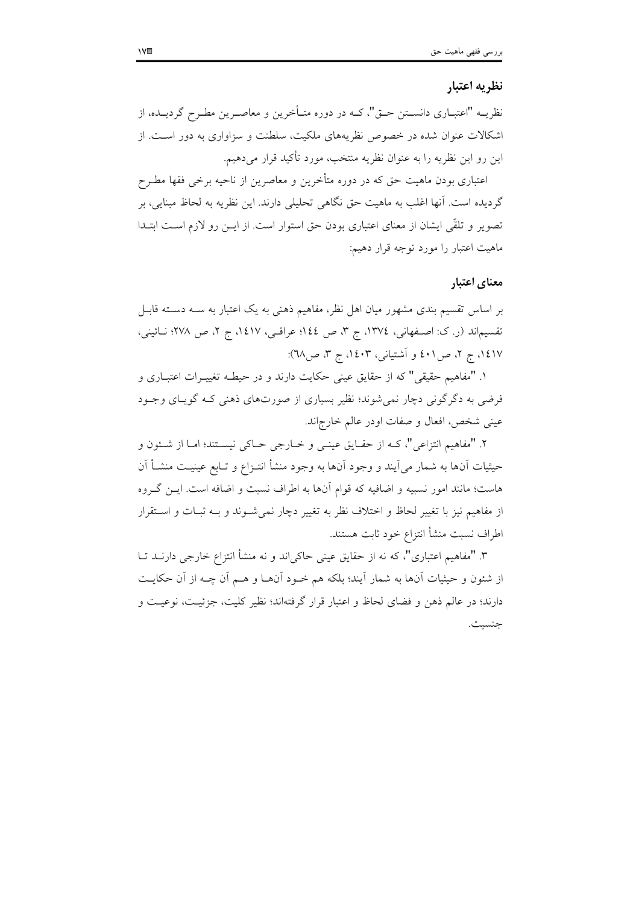## نظریه اعتبار

نظریه "اعتباری دانستن حق"، که در دوره متأخرین و معاصرین مطرح گردیده، از اشکالات عنوان شده در خصوص نظریه‌های ملکیت، سلطنت و سزاواری به دور است. از این رو این نظریه را به عنوان نظریه منتخب، مورد تأکید قرار می‌دهیم.

اعتباری بودن ماهیت حق که در دوره متأخرین و معاصرین از ناحیه برخی فقها مطرح گردیده است. آنها اغلب به ماهیت حق نگاهی تحلیلی دارند. این نظریه به لحاظ مبنایی، بر تصویر و تلقّی ایشان از معنای اعتباری بودن حق استوار است. از این رو لازم است ابتدا ماهیت اعتبار را مورد توجه قرار دهیم:

## معنای اعتبار

بر اساس تقسیم بندی مشهور میان اهل نظر، مفاهیم ذهنی به یک اعتبار به سه دسته قابل تقسیم‌اند (ر. ک: اصفهانی، ١٣٧٤، ج ٣، ص ١٤٤؛ عراقی، ١٤١٧، ج ٢، ص ٢٧٨؛ نائینی، ١٤١٧، ج ٢، ص ٤٠١ و آشتیانی، ١٤٠٣، ج ٣، ص٦٨):

١. "مفاهیم حقیقی" که از حقایق عینی حکایت دارند و در حیطه تغییرات اعتباری و فرضی به دگرگونی دچار نمی‌شوند؛ نظیر بسیاری از صورت‌های ذهنی که گویای وجود عینی شخص، افعال و صفات اودر عالم خارج‌اند.

٢. "مفاهیم انتزاعی"، که از حقایق عینی و خارجی حاکی نیستند؛ اما از شئون و حیثیات آنها به شمار می‌آیند و وجود آنها به وجود منشأ انتزاع و تابع عینیت منشأ آن هاست؛ مانند امور نسبیه و اضافیه که قوام آنها به اطراف نسبت و اضافه است. این گروه از مفاهیم نیز با تغییر لحاظ و اختلاف نظر به تغییر دچار نمی‌شوند و به ثبات و استقرار اطراف نسبت منشأ انتزاع خود ثابت هستند.

٣. "مفاهیم اعتباری"، که نه از حقایق عینی حاکی‌اند و نه منشأ انتزاع خارجی دارند تا از شئون و حیثیات آنها به شمار آیند؛ بلکه هم خود آنها و هم آن چه از آن حکایت دارند؛ در عالم ذهن و فضای لحاظ و اعتبار قرار گرفته‌اند؛ نظیر کلیت، جزئیت، نوعیت و جنسیت.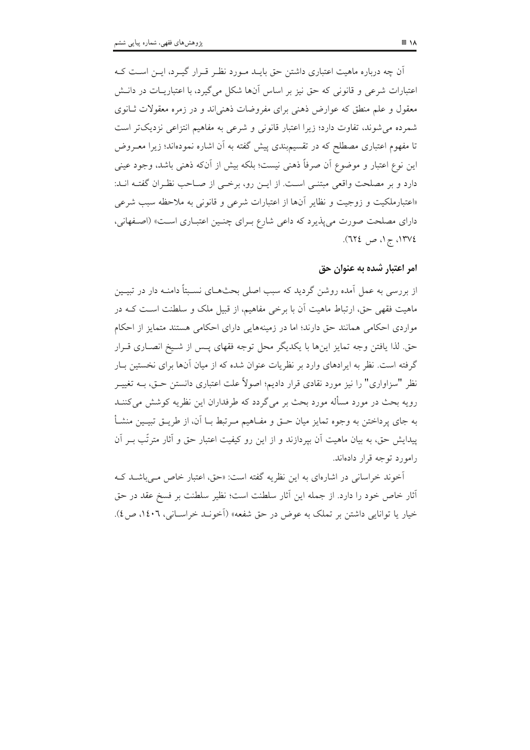آن چه درباره ماهیت اعتباری داشتن حق بایـد مـورد نظـر قـرار گیـرد، ایـن اسـت کـه اعتبارات شرعی و قانونی که حق نیز بر اساس آنها شکل می‌گیرد، با اعتباریـات در دانـش معقول و علم منطق که عوارض ذهنی برای مفروضات ذهنی‌اند و در زمره معقولات ثـانوی شمرده می‌شوند، تفاوت دارد؛ زیرا اعتبار قانونی و شرعی به مفاهیم انتزاعی نزدیک‌تر است تا مفهوم اعتباری مصطلح که در تقسیم‌بندی پیش گفته به آن اشاره نموده‌اند؛ زیرا معـروض این نوع اعتبار و موضوع آن صرفاً ذهنی نیست؛ بلکه بیش از آنکه ذهنی باشد، وجود عینی دارد و بر مصلحت واقعی مبتنـی اسـت. از ایـن رو، برخـی از صـاحب نظـران گفتـه انـد: «اعتبارملکیت و زوجیت و نظایر آنها از اعتبارات شرعی و قانونی به ملاحظه سبب شرعی دارای مصلحت صورت می‌پذیرد که داعی شارع بـرای چنـین اعتبـاری اسـت» (اصـفهانی، ۱۳۷٤، ج۱، ص ٦٢٤).

## امر اعتبار شده به عنوان حق

از بررسی به عمل آمده روشن گردید که سبب اصلی بحث‌هـای نسـبتاً دامنـه دار در تبیـین ماهیت فقهی حق، ارتباط ماهیت آن با برخی مفاهیم، از قبیل ملک و سلطنت اسـت کـه در مواردی احکامی همانند حق دارند؛ اما در زمینه‌هایی دارای احکامی هستند متمایز از احکام حق. لذا یافتن وجه تمایز این‌ها با یکدیگر محل توجه فقهای پـس از شـیخ انصـاری قـرار گرفته است. نظر به ایرادهای وارد بر نظریات عنوان شده که از میان آنها برای نخستین بـار نظر "سزاواری" را نیز مورد نقادی قرار دادیم؛ اصولاً علت اعتباری دانستن حـق، بـه تغییـر رویه بحث در مورد مسأله مورد بحث بر می‌گردد که طرفداران این نظریه کوشش می‌کننـد به جای پرداختن به وجوه تمایز میان حـق و مفـاهیم مـرتبط بـا آن، از طریـق تبیـین منشـأ پیدایش حق، به بیان ماهیت آن بپردازند و از این رو کیفیت اعتبار حق و آثار مترتّب بـر آن رامورد توجه قرار داده‌اند.

آخوند خراسانی در اشاره‌ای به این نظریه گفته است: «حق، اعتبار خاص مـی‌باشـد کـه آثار خاص خود را دارد. از جمله این آثار سلطنت است؛ نظیر سلطنت بر فسخ عقد در حق خیار یا توانایی داشتن بر تملک به عوض در حق شفعه» (آخونـد خراسـانی، ۱٤۰٦، ص٤).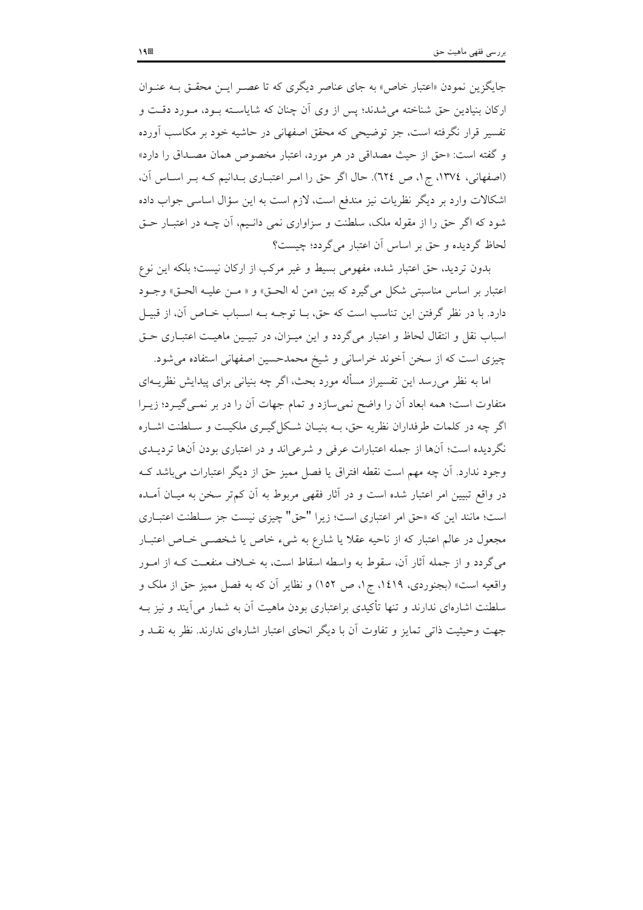جایگزین نمودن «اعتبار خاص» به جای عناصر دیگری که تا عصر این محقق به عنوان ارکان بنیادین حق شناخته می‌شدند؛ پس از وی آن چنان که شایسته بود، مورد دقت و تفسیر قرار نگرفته است، جز توضیحی که محقق اصفهانی در حاشیه خود بر مکاسب آورده و گفته است: «حق از حیث مصداقی در هر مورد، اعتبار مخصوص همان مصداق را دارد» (اصفهانی، ۱۳۷٤، ج۱، ص ٦۲٤). حال اگر حق را امر اعتباری بدانیم که بر اساس آن، اشکالات وارد بر دیگر نظریات نیز مندفع است، لازم است به این سؤال اساسی جواب داده شود که اگر حق را از مقوله ملک، سلطنت و سزاواری نمی دانیم، آن چه در اعتبار حق لحاظ گردیده و حق بر اساس آن اعتبار می‌گردد؛ چیست؟

بدون تردید، حق اعتبار شده، مفهومی بسیط و غیر مرکب از ارکان نیست؛ بلکه این نوع اعتبار بر اساس مناسبتی شکل می‌گیرد که بین «من له الحق» و « من علیه الحق» وجود دارد. با در نظر گرفتن این تناسب است که حق، با توجه به اسباب خاص آن، از قبیل اسباب نقل و انتقال لحاظ و اعتبار می‌گردد و این میزان، در تبیین ماهیت اعتباری حق چیزی است که از سخن آخوند خراسانی و شیخ محمدحسین اصفهانی استفاده می‌شود.

اما به نظر می‌رسد این تفسیراز مسأله مورد بحث، اگر چه بنیانی برای پیدایش نظریه‌ای متفاوت است؛ همه ابعاد آن را واضح نمی‌سازد و تمام جهات آن را در بر نمی‌گیرد؛ زیرا اگر چه در کلمات طرفداران نظریه حق، به بنیان شکل‌گیری ملکیت و سلطنت اشاره نگردیده است؛ آن‌ها از جمله اعتبارات عرفی و شرعی‌اند و در اعتباری بودن آن‌ها تردیدی وجود ندارد. آن چه مهم است نقطه افتراق یا فصل ممیز حق از دیگر اعتبارات می‌باشد که در واقع تبیین امر اعتبار شده است و در آثار فقهی مربوط به آن کم‌تر سخن به میان آمده است؛ مانند این که «حق امر اعتباری است؛ زیرا "حق" چیزی نیست جز سلطنت اعتباری مجعول در عالم اعتبار که از ناحیه عقلا یا شارع به شیء خاص یا شخصی خاص اعتبار می‌گردد و از جمله آثار آن، سقوط به واسطه اسقاط است، به خلاف منفعت که از امور واقعیه است» (بجنوردی، ۱٤۱۹، ج۱، ص ۱۵۲) و نظایر آن که به فصل ممیز حق از ملک و سلطنت اشاره‌ای ندارند و تنها تأکیدی براعتباری بودن ماهیت آن به شمار می‌آیند و نیز به جهت وحیثیت ذاتی تمایز و تفاوت آن با دیگر انحای اعتبار اشاره‌ای ندارند. نظر به نقد و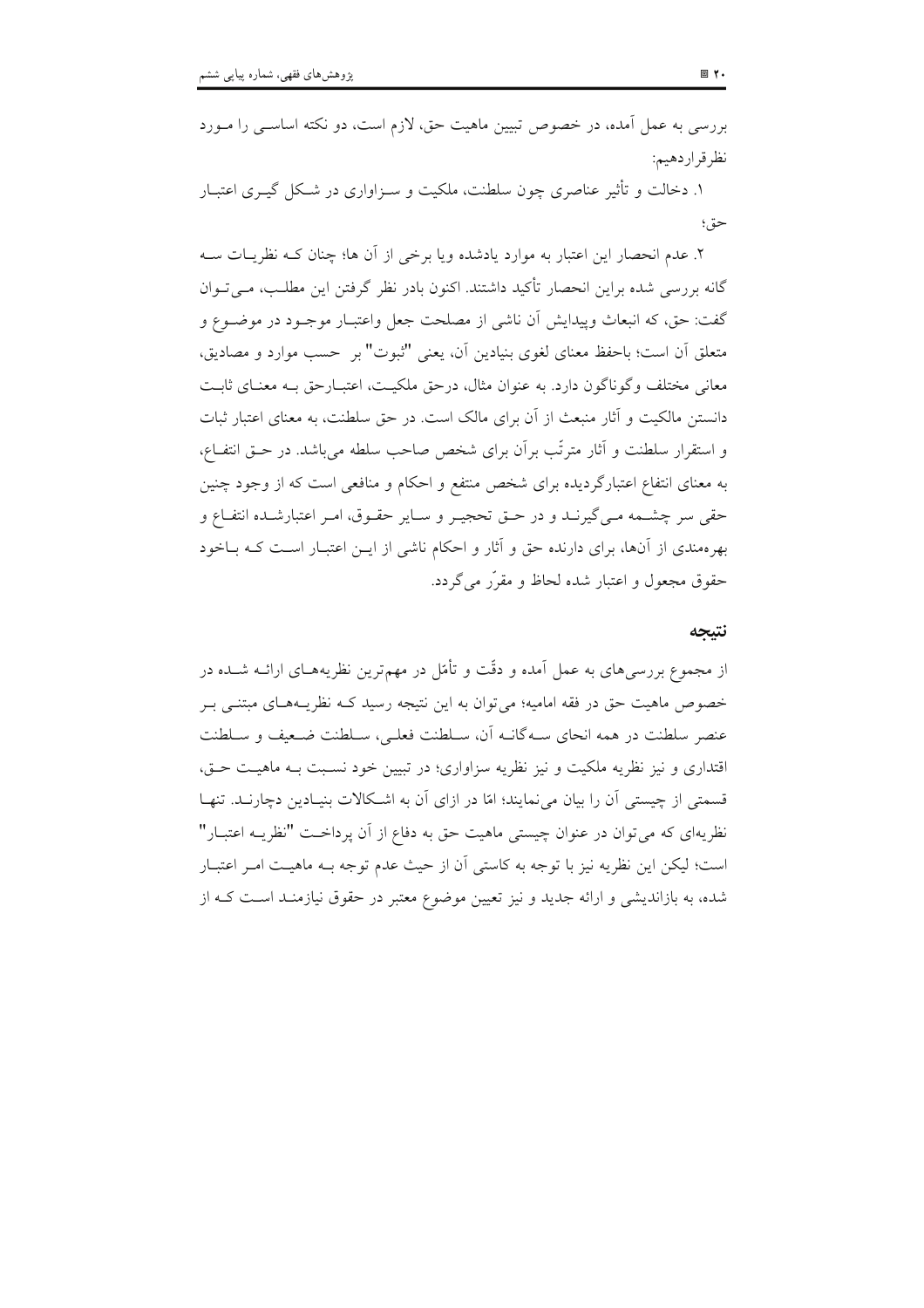بررسی به عمل آمده، در خصوص تبیین ماهیت حق، لازم است، دو نکته اساسی را مورد نظرقراردهیم:

۱. دخالت و تأثیر عناصری چون سلطنت، ملکیت و سزاواری در شکل گیری اعتبار حق؛

۲. عدم انحصار این اعتبار به موارد یادشده ویا برخی از آن ها؛ چنان که نظریات سه گانه بررسی شده براین انحصار تأکید داشتند. اکنون بادر نظر گرفتن این مطلب، می توان گفت: حق، که انبعاث وپیدایش آن ناشی از مصلحت جعل واعتبار موجود در موضوع و متعلق آن است؛ باحفظ معنای لغوی بنیادین آن، یعنی "ثبوت" بر حسب موارد و مصادیق، معانی مختلف وگوناگون دارد. به عنوان مثال، درحق ملکیت، اعتبارحق به معنای ثابت دانستن مالکیت و آثار منبعث از آن برای مالک است. در حق سلطنت، به معنای اعتبار ثبات و استقرار سلطنت و آثار مترتّب برآن برای شخص صاحب سلطه می‌باشد. در حق انتفاع، به معنای انتفاع اعتبارگردیده برای شخص منتفع و احکام و منافعی است که از وجود چنین حقی سر چشمه می گیرند و در حق تحجیر و سایر حقوق، امر اعتبارشده انتفاع و بهره‌مندی از آن‌ها، برای دارنده حق و آثار و احکام ناشی از این اعتبار است که باخود حقوق مجعول و اعتبار شده لحاظ و مقرّر می‌گردد.

## نتیجه

از مجموع بررسی‌های به عمل آمده و دقّت و تأمّل در مهم‌ترین نظریه‌های ارائه شده در خصوص ماهیت حق در فقه امامیه؛ می‌توان به این نتیجه رسید که نظریه‌های مبتنی بر عنصر سلطنت در همه انحای سه‌گانه آن، سلطنت فعلی، سلطنت ضعیف و سلطنت اقتداری و نیز نظریه ملکیت و نیز نظریه سزاواری؛ در تبیین خود نسبت به ماهیت حق، قسمتی از چیستی آن را بیان می‌نمایند؛ امّا در ازای آن به اشکالات بنیادین دچارند. تنها نظریه‌ای که می‌توان در عنوان چیستی ماهیت حق به دفاع از آن پرداخت "نظریه اعتبار" است؛ لیکن این نظریه نیز با توجه به کاستی آن از حیث عدم توجه به ماهیت امر اعتبار شده، به بازاندیشی و ارائه جدید و نیز تعیین موضوع معتبر در حقوق نیازمند است که از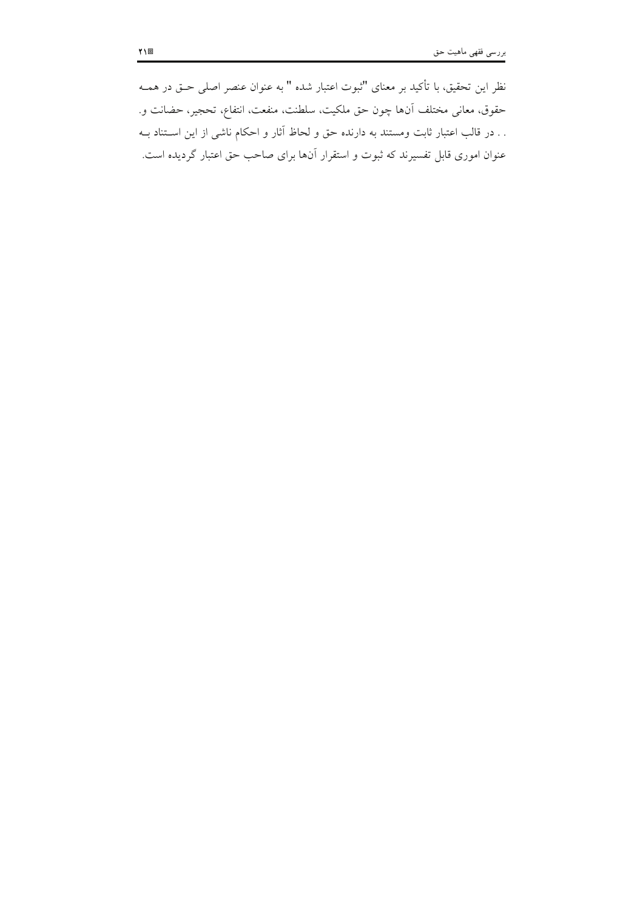نظر این تحقیق، با تأکید بر معنای "ثبوت اعتبار شده " به عنوان عنصر اصلی حق در همه حقوق، معانی مختلف آن‌ها چون حق ملکیت، سلطنت، منفعت، انتفاع، تحجیر، حضانت و. . . در قالب اعتبار ثابت ومستند به دارنده حق و لحاظ آثار و احکام ناشی از این استناد به عنوان اموری قابل تفسیرند که ثبوت و استقرار آن‌ها برای صاحب حق اعتبار گردیده است.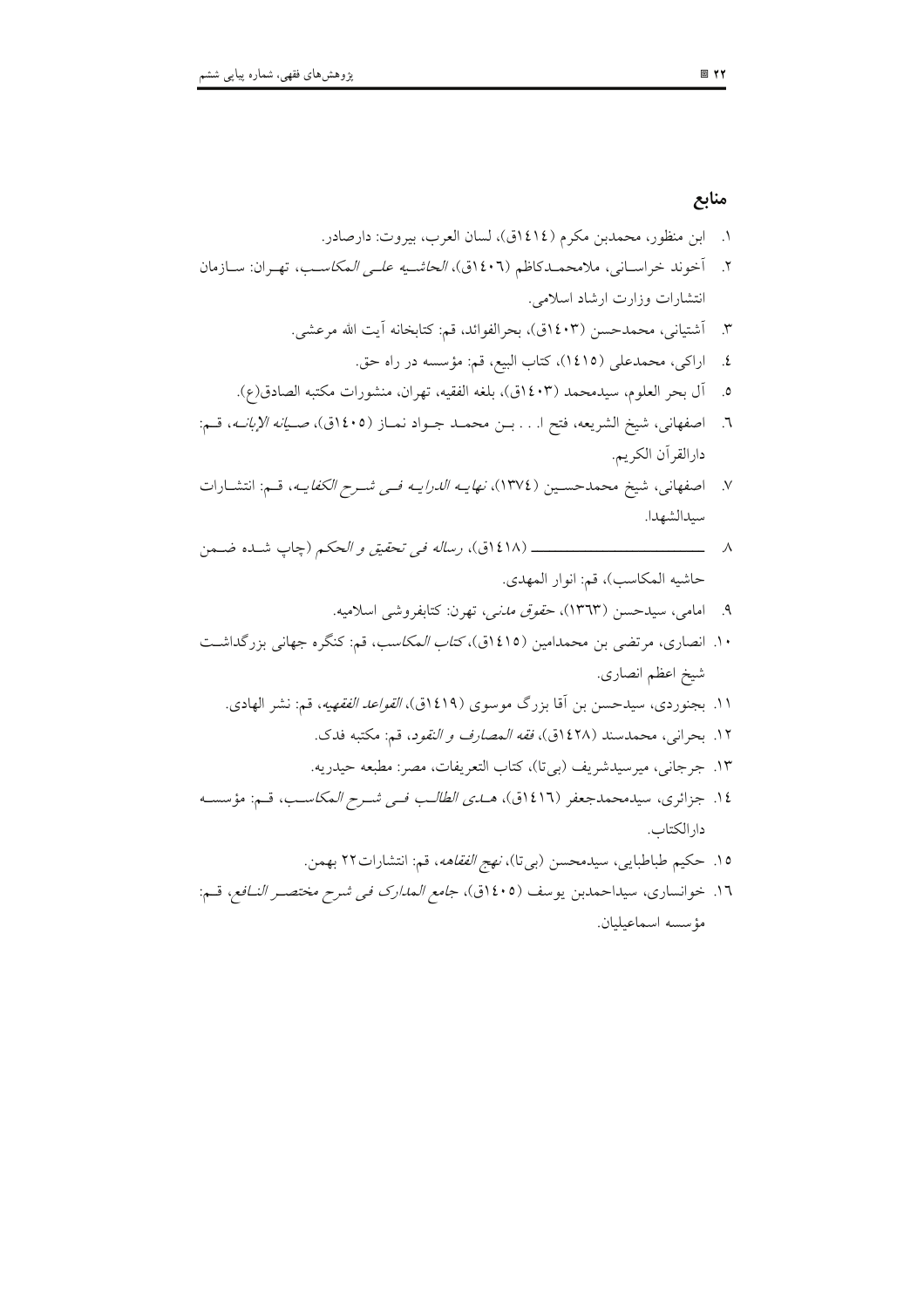## منابع

۱. ابن منظور، محمدبن مکرم (۱٤۱٤ق)، لسان العرب، بیروت: دارصادر.

۲. آخوند خراسانی، ملامحمدکاظم (۱٤۰٦ق)، *الحاشیه علی المکاسب*، تهران: سازمان انتشارات وزارت ارشاد اسلامی.

۳. آشتیانی، محمدحسن (۱٤۰۳ق)، بحرالفوائد، قم: کتابخانه آیت الله مرعشی.

٤. اراکی، محمدعلی (۱٤۱٥)، کتاب البیع، قم: مؤسسه در راه حق.

٥. آل بحر العلوم، سیدمحمد (۱٤۰۳ق)، بلغه الفقیه، تهران، منشورات مکتبه الصادق(ع).

٦. اصفهانی، شیخ الشریعه، فتح ا. . . بن محمد جواد نماز (۱٤۰٥ق)، *صیانه الإبانه*، قم: دارالقرآن الکریم.

۷. اصفهانی، شیخ محمدحسین (۱۳۷٤)، *نهایه الدرایه فی شرح الکفایه*، قم: انتشارات سیدالشهدا.

۸. ـــــــــــــــــــــــ (۱٤۱۸ق)، *رساله فی تحقیق و الحکم* (چاپ شده ضمن حاشیه المکاسب)، قم: انوار المهدی.

۹. امامی، سیدحسن (۱۳٦۳)، *حقوق مدنی*، تهرن: کتابفروشی اسلامیه.

۱۰. انصاری، مرتضی بن محمدامین (۱٤۱٥ق)، *کتاب المکاسب*، قم: کنگره جهانی بزرگداشت شیخ اعظم انصاری.

۱۱. بجنوردی، سیدحسن بن آقا بزرگ موسوی (۱٤۱۹ق)، *القواعد الفقهیه*، قم: نشر الهادی.

۱۲. بحرانی، محمدسند (۱٤۲۸ق)، *فقه المصارف و النقود*، قم: مکتبه فدک.

۱۳. جرجانی، میرسیدشریف (بی‌تا)، کتاب التعریفات، مصر: مطبعه حیدریه.

۱٤. جزائری، سیدمحمدجعفر (۱٤۱٦ق)، *هدی الطالب فی شرح المکاسب*، قم: مؤسسه دارالکتاب.

۱٥. حکیم طباطبایی، سیدمحسن (بی‌تا)، *نهج الفقاهه*، قم: انتشارات۲۲ بهمن.

۱٦. خوانساری، سیداحمدبن یوسف (۱٤۰٥ق)، *جامع المدارک فی شرح مختصر النافع*، قم: مؤسسه اسماعیلیان.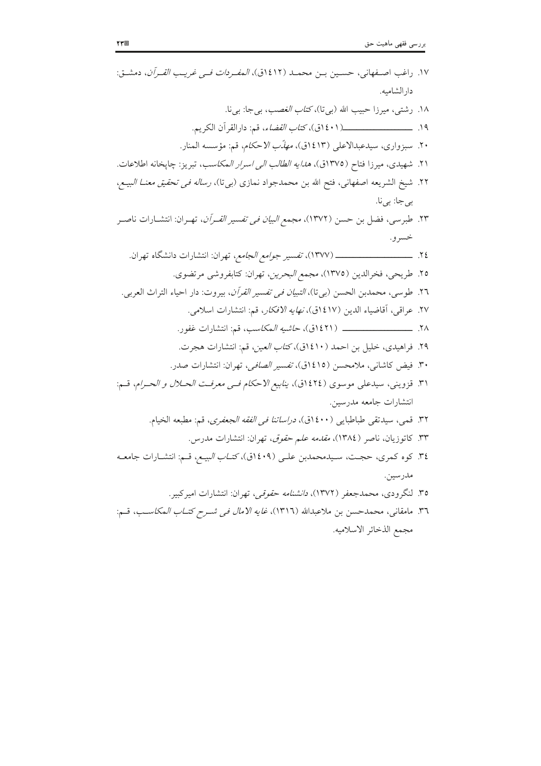۱۷. راغب اصفهانی، حسین بن محمد (۱۴۱۲ق)، *المفردات فی غریب القرآن*، دمشق: دارالشامیه.

۱۸. رشتی، میرزا حبیب الله (بی‌تا)، *کتاب الغصب*، بی‌جا: بی‌نا.

۱۹. ـــــــــــــــــــ (۱۴۰۱ق)، *کتاب القضاء*، قم: دارالقرآن الکریم.

۲۰. سبزواری، سیدعبدالاعلی (۱۴۱۳ق)، *مهذّب الاحکام*، قم: مؤسسه المنار.

۲۱. شهیدی، میرزا فتاح (۱۳۷۵ق)، *هدایه الطالب الی اسرار المکاسب*، تبریز: چاپخانه اطلاعات.

۲۲. شیخ الشریعه اصفهانی، فتح الله بن محمدجواد نمازی (بی‌تا)، *رساله فی تحقیق معنا البیع*، بی‌جا: بی‌نا.

۲۳. طبرسی، فضل بن حسن (۱۳۷۲)، *مجمع البیان فی تفسیر القرآن*، تهران: انتشارات ناصر خسرو.

۲۴. ـــــــــــــــــــ (۱۳۷۷)، *تفسیر جوامع الجامع*، تهران: انتشارات دانشگاه تهران.

۲۵. طریحی، فخرالدین (۱۳۷۵)، *مجمع البحرین*، تهران: کتابفروشی مرتضوی.

۲۶. طوسی، محمدبن الحسن (بی‌تا)، *التبیان فی تفسیر القرآن*، بیروت: دار احیاء التراث العربی.

۲۷. عراقی، آقاضیاء الدین (۱۴۱۷ق)، *نهایه الافکار*، قم: انتشارات اسلامی.

۲۸. ـــــــــــــــــــ (۱۴۲۱ق)، *حاشیه المکاسب*، قم: انتشارات غفور.

۲۹. فراهیدی، خلیل بن احمد (۱۴۱۰ق)، *کتاب العین*، قم: انتشارات هجرت.

۳۰. فیض کاشانی، ملامحسن (۱۴۱۵ق)، *تفسیر الصافی*، تهران: انتشارات صدر.

۳۱. قزوینی، سیدعلی موسوی (۱۴۲۴ق)، *ینابیع الاحکام فی معرفت الحلال و الحرام*، قم: انتشارات جامعه مدرسین.

۳۲. قمی، سیدتقی طباطبایی (۱۴۰۰ق)، *دراساتنا فی الفقه الجعفری*، قم: مطبعه الخیام.

۳۳. کاتوزیان، ناصر (۱۳۸۴)، *مقدمه علم حقوق*، تهران: انتشارات مدرس.

۳۴. کوه کمری، حجت، سیدمحمدبن علی (۱۴۰۹ق)، *کتاب البیع*، قم: انتشارات جامعه مدرسین.

۳۵. لنگرودی، محمدجعفر (۱۳۷۲)، *دانشنامه حقوقی*، تهران: انتشارات امیرکبیر.

۳۶. مامقانی، محمدحسن بن ملاعبدالله (۱۳۱۶)، *غایه الامال فی شرح کتاب المکاسب*، قم: مجمع الذخائر الاسلامیه.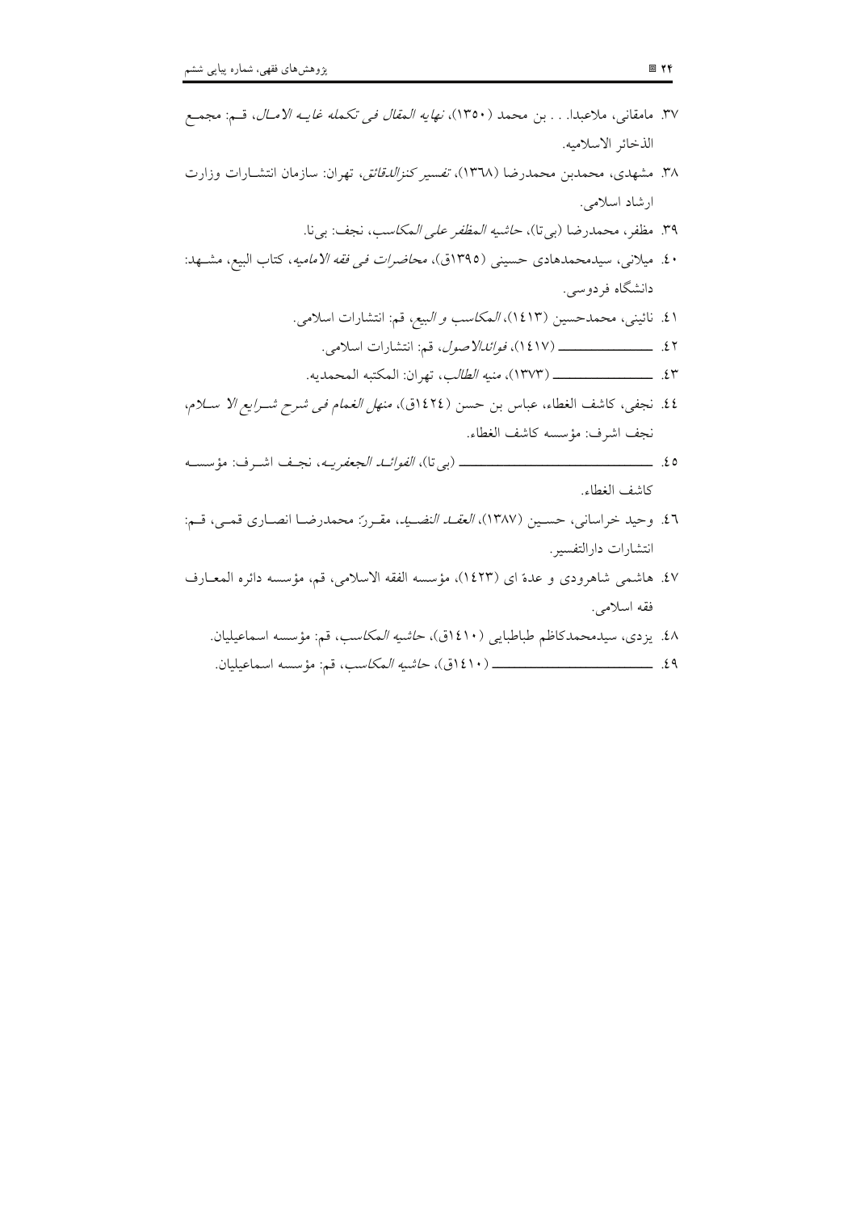۳۷. مامقانی، ملاعبدا. . . بن محمد (۱۳۵۰)، *نهایه المقال فی تکمله غایه الامال*، قم: مجمع الذخائر الاسلامیه.

۳۸. مشهدی، محمدبن محمدرضا (۱۳٦۸)، *تفسیر کنزالدقائق*، تهران: سازمان انتشارات وزارت ارشاد اسلامی.

۳۹. مظفر، محمدرضا (بی‌تا)، *حاشیه المظفر علی المکاسب*، نجف: بی‌نا.

٤۰. میلانی، سیدمحمدهادی حسینی (۱۳۹۵ق)، *محاضرات فی فقه الامامیه*، کتاب البیع، مشهد: دانشگاه فردوسی.

٤۱. نائینی، محمدحسین (۱٤۱۳)، *المکاسب و البیع*، قم: انتشارات اسلامی.

٤۲. ـــــــــــــــــ (۱٤۱۷)، *فوائدالاصول*، قم: انتشارات اسلامی.

٤۳. ـــــــــــــــــ (۱۳۷۳)، *منیه الطالب*، تهران: المکتبه المحمدیه.

٤٤. نجفی، کاشف الغطاء، عباس بن حسن (۱٤۲٤ق)، *منهل الغمام فی شرح شرایع الا سلام*، نجف اشرف: مؤسسه کاشف الغطاء.

٤۵. ـــــــــــــــــ (بی‌تا)، *الفوائد الجعفریه*، نجف اشرف: مؤسسه کاشف الغطاء.

٤٦. وحید خراسانی، حسین (۱۳۸۷)، *العقد النضید*، مقررّ: محمدرضا انصاری قمی، قم: انتشارات دارالتفسیر.

٤۷. هاشمی شاهرودی و عدهٔ ای (۱٤۲۳)، مؤسسه الفقه الاسلامی، قم، مؤسسه دائره المعارف فقه اسلامی.

٤۸. یزدی، سیدمحمدکاظم طباطبایی (۱٤۱۰ق)، *حاشیه المکاسب*، قم: مؤسسه اسماعیلیان.

٤۹. ـــــــــــــــــ (۱٤۱۰ق)، *حاشیه المکاسب*، قم: مؤسسه اسماعیلیان.